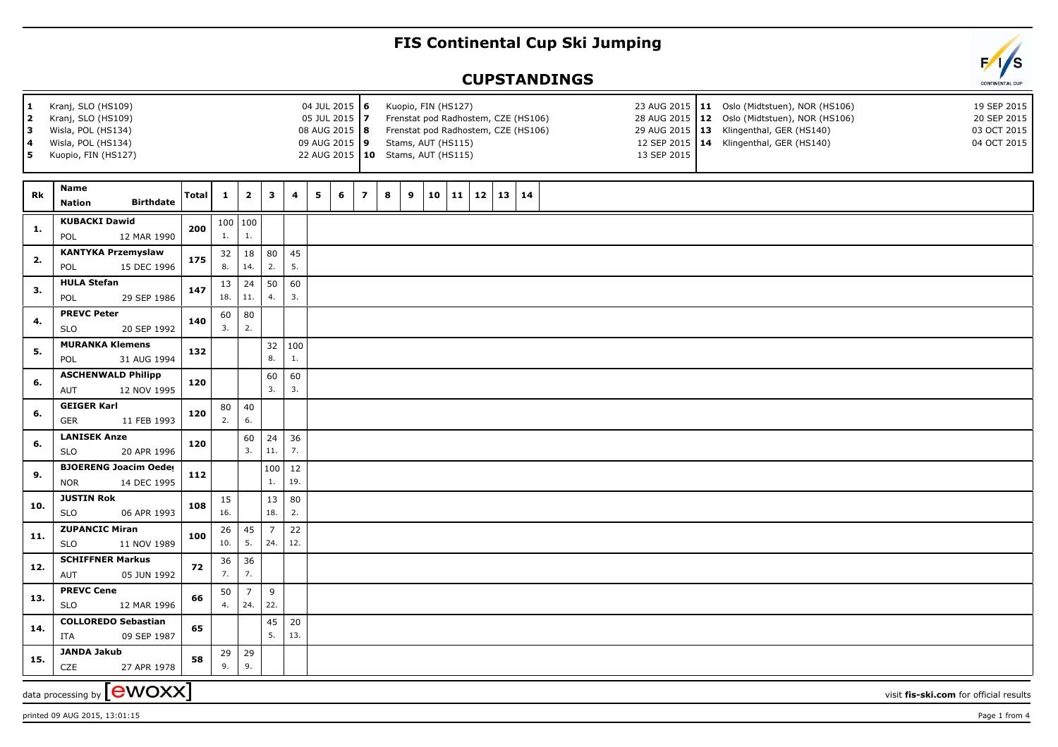# FIS Continental Cup Ski Jumping

## CUPSTANDINGS

| | Venue | Date | | Venue | Date | | Venue | Date |
|---|---|---|---|---|---|---|---|---|
| 1 | Kranj, SLO (HS109) | 04 JUL 2015 | 6 | Kuopio, FIN (HS127) | 23 AUG 2015 | 11 | Oslo (Midtstuen), NOR (HS106) | 19 SEP 2015 |
| 2 | Kranj, SLO (HS109) | 05 JUL 2015 | 7 | Frenstat pod Radhostem, CZE (HS106) | 28 AUG 2015 | 12 | Oslo (Midtstuen), NOR (HS106) | 20 SEP 2015 |
| 3 | Wisla, POL (HS134) | 08 AUG 2015 | 8 | Frenstat pod Radhostem, CZE (HS106) | 29 AUG 2015 | 13 | Klingenthal, GER (HS140) | 03 OCT 2015 |
| 4 | Wisla, POL (HS134) | 09 AUG 2015 | 9 | Stams, AUT (HS115) | 12 SEP 2015 | 14 | Klingenthal, GER (HS140) | 04 OCT 2015 |
| 5 | Kuopio, FIN (HS127) | 22 AUG 2015 | 10 | Stams, AUT (HS115) | 13 SEP 2015 | | | |

| Rk | Name / Nation | Birthdate | Total | 1 | 2 | 3 | 4 | 5 | 6 | 7 | 8 | 9 | 10 | 11 | 12 | 13 | 14 |
|---|---|---|---|---|---|---|---|---|---|---|---|---|---|---|---|---|---|
| 1. | KUBACKI Dawid / POL | 12 MAR 1990 | 200 | 100 (1.) | 100 (1.) | | | | | | | | | | | | |
| 2. | KANTYKA Przemyslaw / POL | 15 DEC 1996 | 175 | 32 (8.) | 18 (14.) | 80 (2.) | 45 (5.) | | | | | | | | | | |
| 3. | HULA Stefan / POL | 29 SEP 1986 | 147 | 13 (18.) | 24 (11.) | 50 (4.) | 60 (3.) | | | | | | | | | | |
| 4. | PREVC Peter / SLO | 20 SEP 1992 | 140 | 60 (3.) | 80 (2.) | | | | | | | | | | | | |
| 5. | MURANKA Klemens / POL | 31 AUG 1994 | 132 | | | 32 (8.) | 100 (1.) | | | | | | | | | | |
| 6. | ASCHENWALD Philipp / AUT | 12 NOV 1995 | 120 | | | 60 (3.) | 60 (3.) | | | | | | | | | | |
| 6. | GEIGER Karl / GER | 11 FEB 1993 | 120 | 80 (2.) | 40 (6.) | | | | | | | | | | | | |
| 6. | LANISEK Anze / SLO | 20 APR 1996 | 120 | | 60 (3.) | 24 (11.) | 36 (7.) | | | | | | | | | | |
| 9. | BJOERENG Joacim Oedegaard / NOR | 14 DEC 1995 | 112 | | | 100 (1.) | 12 (19.) | | | | | | | | | | |
| 10. | JUSTIN Rok / SLO | 06 APR 1993 | 108 | 15 (16.) | | 13 (18.) | 80 (2.) | | | | | | | | | | |
| 11. | ZUPANCIC Miran / SLO | 11 NOV 1989 | 100 | 26 (10.) | 45 (5.) | 7 (24.) | 22 (12.) | | | | | | | | | | |
| 12. | SCHIFFNER Markus / AUT | 05 JUN 1992 | 72 | 36 (7.) | 36 (7.) | | | | | | | | | | | | |
| 13. | PREVC Cene / SLO | 12 MAR 1996 | 66 | 50 (4.) | 7 (24.) | 9 (22.) | | | | | | | | | | | |
| 14. | COLLOREDO Sebastian / ITA | 09 SEP 1987 | 65 | | | 45 (5.) | 20 (13.) | | | | | | | | | | |
| 15. | JANDA Jakub / CZE | 27 APR 1978 | 58 | 29 (9.) | 29 (9.) | | | | | | | | | | | | |

data processing by ewoxx

visit fis-ski.com for official results

printed 09 AUG 2015, 13:01:15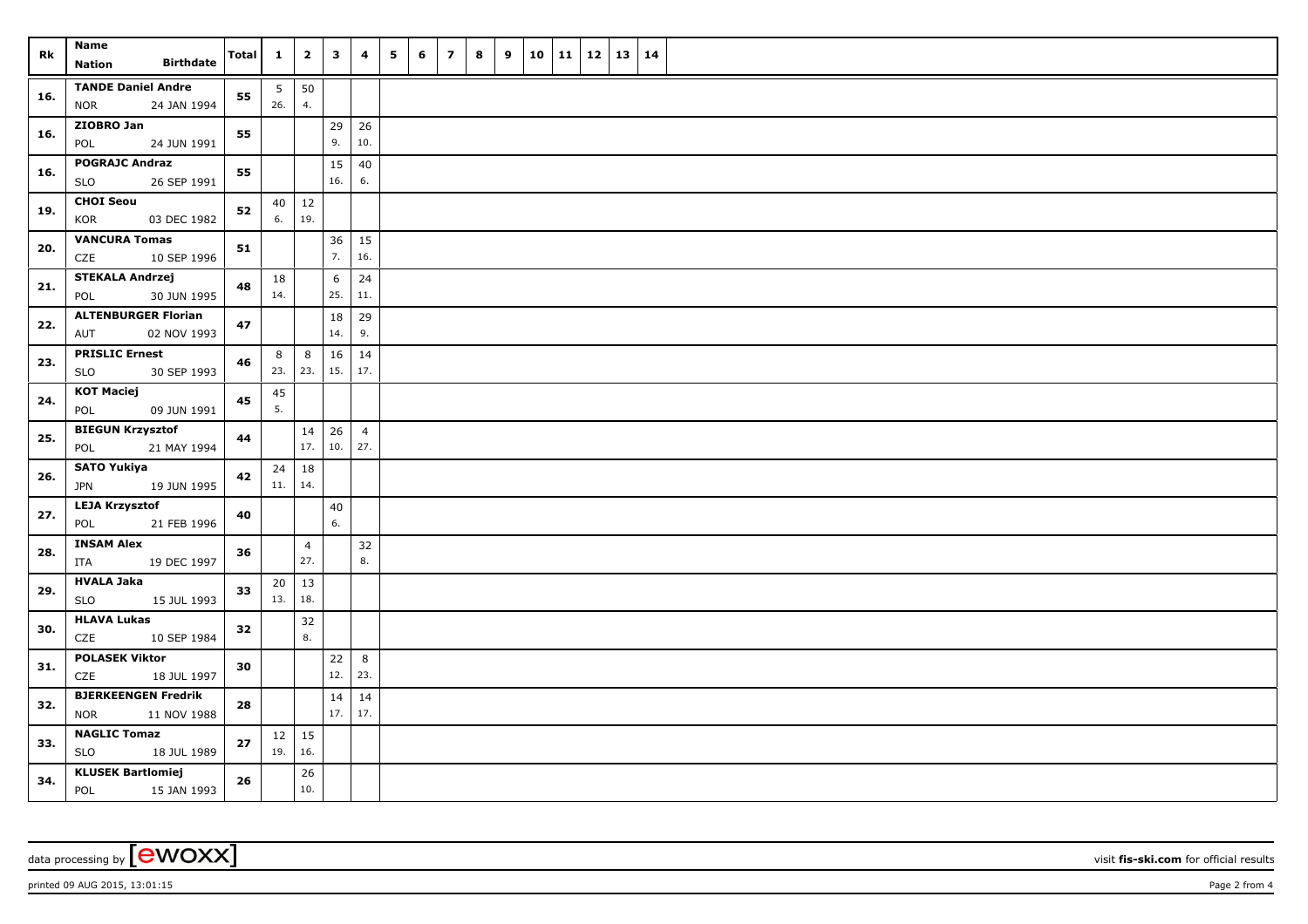| Rk | Name<br>Nation Birthdate | Total | 1 | 2 | 3 | 4 | 5 | 6 | 7 | 8 | 9 | 10 | 11 | 12 | 13 | 14 |
|---|---|---|---|---|---|---|---|---|---|---|---|---|---|---|---|---|
| 16. | TANDE Daniel Andre<br>NOR 24 JAN 1994 | 55 | 5<br>26. | 50<br>4. | | | | | | | | | | | | |
| 16. | ZIOBRO Jan<br>POL 24 JUN 1991 | 55 | | | 29<br>9. | 26<br>10. | | | | | | | | | | |
| 16. | POGRAJC Andraz<br>SLO 26 SEP 1991 | 55 | | | 15<br>16. | 40<br>6. | | | | | | | | | | |
| 19. | CHOI Seou<br>KOR 03 DEC 1982 | 52 | 40<br>6. | 12<br>19. | | | | | | | | | | | | |
| 20. | VANCURA Tomas<br>CZE 10 SEP 1996 | 51 | | | 36<br>7. | 15<br>16. | | | | | | | | | | |
| 21. | STEKALA Andrzej<br>POL 30 JUN 1995 | 48 | 18<br>14. | | 6<br>25. | 24<br>11. | | | | | | | | | | |
| 22. | ALTENBURGER Florian<br>AUT 02 NOV 1993 | 47 | | | 18<br>14. | 29<br>9. | | | | | | | | | | |
| 23. | PRISLIC Ernest<br>SLO 30 SEP 1993 | 46 | 8<br>23. | 8<br>23. | 16<br>15. | 14<br>17. | | | | | | | | | | |
| 24. | KOT Maciej<br>POL 09 JUN 1991 | 45 | 45<br>5. | | | | | | | | | | | | | |
| 25. | BIEGUN Krzysztof<br>POL 21 MAY 1994 | 44 | | 14<br>17. | 26<br>10. | 4<br>27. | | | | | | | | | | |
| 26. | SATO Yukiya<br>JPN 19 JUN 1995 | 42 | 24<br>11. | 18<br>14. | | | | | | | | | | | | |
| 27. | LEJA Krzysztof<br>POL 21 FEB 1996 | 40 | | | 40<br>6. | | | | | | | | | | | |
| 28. | INSAM Alex<br>ITA 19 DEC 1997 | 36 | | 4<br>27. | | 32<br>8. | | | | | | | | | | |
| 29. | HVALA Jaka<br>SLO 15 JUL 1993 | 33 | 20<br>13. | 13<br>18. | | | | | | | | | | | | |
| 30. | HLAVA Lukas<br>CZE 10 SEP 1984 | 32 | | 32<br>8. | | | | | | | | | | | | |
| 31. | POLASEK Viktor<br>CZE 18 JUL 1997 | 30 | | | 22<br>12. | 8<br>23. | | | | | | | | | | |
| 32. | BJERKEENGEN Fredrik<br>NOR 11 NOV 1988 | 28 | | | 14<br>17. | 14<br>17. | | | | | | | | | | |
| 33. | NAGLIC Tomaz<br>SLO 18 JUL 1989 | 27 | 12<br>19. | 15<br>16. | | | | | | | | | | | | |
| 34. | KLUSEK Bartlomiej<br>POL 15 JAN 1993 | 26 | | 26<br>10. | | | | | | | | | | | | |

data processing by [ewoxx] visit fis-ski.com for official results

printed 09 AUG 2015, 13:01:15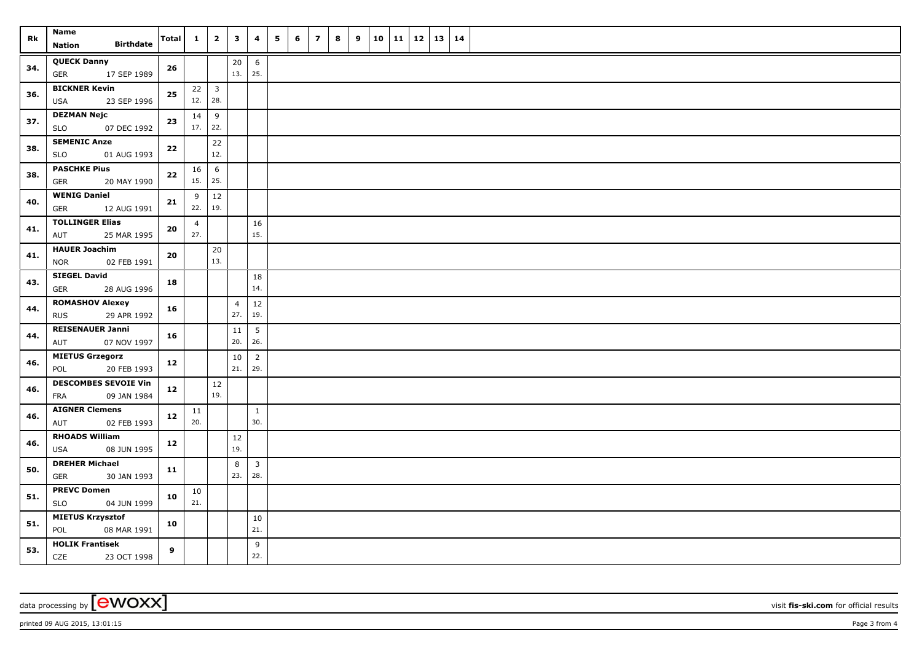| Rk | Name<br>Nation Birthdate | Total | 1 | 2 | 3 | 4 | 5 | 6 | 7 | 8 | 9 | 10 | 11 | 12 | 13 | 14 |
|---|---|---|---|---|---|---|---|---|---|---|---|---|---|---|---|---|
| 34. | QUECK Danny<br>GER 17 SEP 1989 | 26 | | | 20<br>13. | 6<br>25. | | | | | | | | | | |
| 36. | BICKNER Kevin<br>USA 23 SEP 1996 | 25 | 22<br>12. | 3<br>28. | | | | | | | | | | | | |
| 37. | DEZMAN Nejc<br>SLO 07 DEC 1992 | 23 | 14<br>17. | 9<br>22. | | | | | | | | | | | | |
| 38. | SEMENIC Anze<br>SLO 01 AUG 1993 | 22 | | 22<br>12. | | | | | | | | | | | | |
| 38. | PASCHKE Pius<br>GER 20 MAY 1990 | 22 | 16<br>15. | 6<br>25. | | | | | | | | | | | | |
| 40. | WENIG Daniel<br>GER 12 AUG 1991 | 21 | 9<br>22. | 12<br>19. | | | | | | | | | | | | |
| 41. | TOLLINGER Elias<br>AUT 25 MAR 1995 | 20 | 4<br>27. | | | 16<br>15. | | | | | | | | | | |
| 41. | HAUER Joachim<br>NOR 02 FEB 1991 | 20 | | 20<br>13. | | | | | | | | | | | | |
| 43. | SIEGEL David<br>GER 28 AUG 1996 | 18 | | | | 18<br>14. | | | | | | | | | | |
| 44. | ROMASHOV Alexey<br>RUS 29 APR 1992 | 16 | | | 4<br>27. | 12<br>19. | | | | | | | | | | |
| 44. | REISENAUER Janni<br>AUT 07 NOV 1997 | 16 | | | 11<br>20. | 5<br>26. | | | | | | | | | | |
| 46. | MIETUS Grzegorz<br>POL 20 FEB 1993 | 12 | | | 10<br>21. | 2<br>29. | | | | | | | | | | |
| 46. | DESCOMBES SEVOIE Vin<br>FRA 09 JAN 1984 | 12 | | 12<br>19. | | | | | | | | | | | | |
| 46. | AIGNER Clemens<br>AUT 02 FEB 1993 | 12 | 11<br>20. | | | 1<br>30. | | | | | | | | | | |
| 46. | RHOADS William<br>USA 08 JUN 1995 | 12 | | | 12<br>19. | | | | | | | | | | | |
| 50. | DREHER Michael<br>GER 30 JAN 1993 | 11 | | | 8<br>23. | 3<br>28. | | | | | | | | | | |
| 51. | PREVC Domen<br>SLO 04 JUN 1999 | 10 | 10<br>21. | | | | | | | | | | | | | |
| 51. | MIETUS Krzysztof<br>POL 08 MAR 1991 | 10 | | | | 10<br>21. | | | | | | | | | | |
| 53. | HOLIK Frantisek<br>CZE 23 OCT 1998 | 9 | | | | 9<br>22. | | | | | | | | | | |

data processing by [ewoxx] visit fis-ski.com for official results

printed 09 AUG 2015, 13:01:15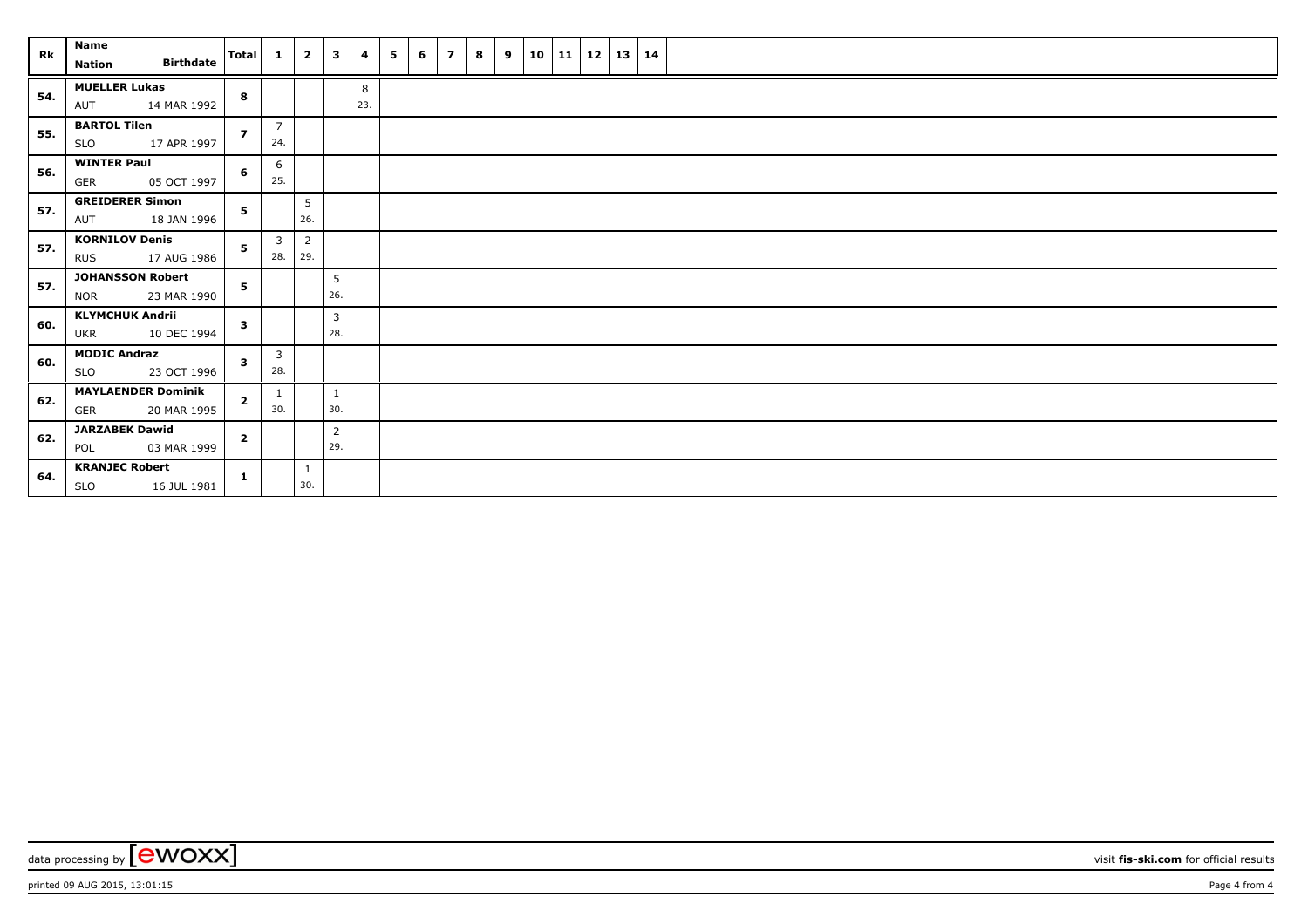| Rk | Name<br>Nation Birthdate | Total | 1 | 2 | 3 | 4 | 5 | 6 | 7 | 8 | 9 | 10 | 11 | 12 | 13 | 14 |
|---|---|---|---|---|---|---|---|---|---|---|---|---|---|---|---|---|
| 54. | **MUELLER Lukas**<br>AUT 14 MAR 1992 | **8** | | | | 8<br>23. | | | | | | | | | | |
| 55. | **BARTOL Tilen**<br>SLO 17 APR 1997 | **7** | 7<br>24. | | | | | | | | | | | | | |
| 56. | **WINTER Paul**<br>GER 05 OCT 1997 | **6** | 6<br>25. | | | | | | | | | | | | | |
| 57. | **GREIDERER Simon**<br>AUT 18 JAN 1996 | **5** | | 5<br>26. | | | | | | | | | | | | |
| 57. | **KORNILOV Denis**<br>RUS 17 AUG 1986 | **5** | 3<br>28. | 2<br>29. | | | | | | | | | | | | |
| 57. | **JOHANSSON Robert**<br>NOR 23 MAR 1990 | **5** | | | 5<br>26. | | | | | | | | | | | |
| 60. | **KLYMCHUK Andrii**<br>UKR 10 DEC 1994 | **3** | | | 3<br>28. | | | | | | | | | | | |
| 60. | **MODIC Andraz**<br>SLO 23 OCT 1996 | **3** | 3<br>28. | | | | | | | | | | | | | |
| 62. | **MAYLAENDER Dominik**<br>GER 20 MAR 1995 | **2** | 1<br>30. | | 1<br>30. | | | | | | | | | | | |
| 62. | **JARZABEK Dawid**<br>POL 03 MAR 1999 | **2** | | | 2<br>29. | | | | | | | | | | | |
| 64. | **KRANJEC Robert**<br>SLO 16 JUL 1981 | **1** | | 1<br>30. | | | | | | | | | | | | |

data processing by [ewoxx]

visit **fis-ski.com** for official results

printed 09 AUG 2015, 13:01:15